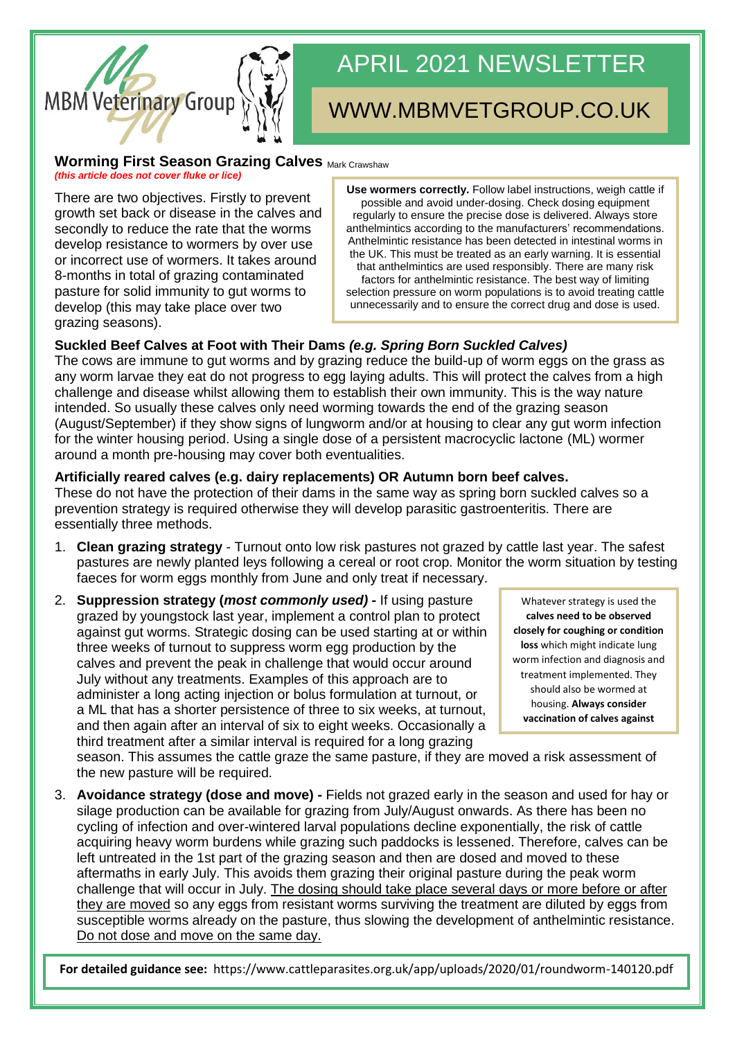MBM Veterinary Group

# APRIL 2021 NEWSLETTER

WWW.MBMVETGROUP.CO.UK

## Worming First Season Grazing Calves

Mark Crawshaw

***(this article does not cover fluke or lice)***

There are two objectives. Firstly to prevent growth set back or disease in the calves and secondly to reduce the rate that the worms develop resistance to wormers by over use or incorrect use of wormers. It takes around 8-months in total of grazing contaminated pasture for solid immunity to gut worms to develop (this may take place over two grazing seasons).

**Use wormers correctly.** Follow label instructions, weigh cattle if possible and avoid under-dosing. Check dosing equipment regularly to ensure the precise dose is delivered. Always store anthelmintics according to the manufacturers' recommendations. Anthelmintic resistance has been detected in intestinal worms in the UK. This must be treated as an early warning. It is essential that anthelmintics are used responsibly. There are many risk factors for anthelmintic resistance. The best way of limiting selection pressure on worm populations is to avoid treating cattle unnecessarily and to ensure the correct drug and dose is used.

### Suckled Beef Calves at Foot with Their Dams *(e.g. Spring Born Suckled Calves)*

The cows are immune to gut worms and by grazing reduce the build-up of worm eggs on the grass as any worm larvae they eat do not progress to egg laying adults. This will protect the calves from a high challenge and disease whilst allowing them to establish their own immunity. This is the way nature intended. So usually these calves only need worming towards the end of the grazing season (August/September) if they show signs of lungworm and/or at housing to clear any gut worm infection for the winter housing period. Using a single dose of a persistent macrocyclic lactone (ML) wormer around a month pre-housing may cover both eventualities.

### Artificially reared calves (e.g. dairy replacements) OR Autumn born beef calves.

These do not have the protection of their dams in the same way as spring born suckled calves so a prevention strategy is required otherwise they will develop parasitic gastroenteritis. There are essentially three methods.

1. **Clean grazing strategy** - Turnout onto low risk pastures not grazed by cattle last year. The safest pastures are newly planted leys following a cereal or root crop. Monitor the worm situation by testing faeces for worm eggs monthly from June and only treat if necessary.
2. **Suppression strategy (*most commonly used*) -** If using pasture grazed by youngstock last year, implement a control plan to protect against gut worms. Strategic dosing can be used starting at or within three weeks of turnout to suppress worm egg production by the calves and prevent the peak in challenge that would occur around July without any treatments. Examples of this approach are to administer a long acting injection or bolus formulation at turnout, or a ML that has a shorter persistence of three to six weeks, at turnout, and then again after an interval of six to eight weeks. Occasionally a third treatment after a similar interval is required for a long grazing season. This assumes the cattle graze the same pasture, if they are moved a risk assessment of the new pasture will be required.
3. **Avoidance strategy (dose and move) -** Fields not grazed early in the season and used for hay or silage production can be available for grazing from July/August onwards. As there has been no cycling of infection and over-wintered larval populations decline exponentially, the risk of cattle acquiring heavy worm burdens while grazing such paddocks is lessened. Therefore, calves can be left untreated in the 1st part of the grazing season and then are dosed and moved to these aftermaths in early July. This avoids them grazing their original pasture during the peak worm challenge that will occur in July. <u>The dosing should take place several days or more before or after they are moved</u> so any eggs from resistant worms surviving the treatment are diluted by eggs from susceptible worms already on the pasture, thus slowing the development of anthelmintic resistance. <u>Do not dose and move on the same day.</u>

Whatever strategy is used the **calves need to be observed closely for coughing or condition loss** which might indicate lung worm infection and diagnosis and treatment implemented. They should also be wormed at housing. **Always consider vaccination of calves against**

**For detailed guidance see:** https://www.cattleparasites.org.uk/app/uploads/2020/01/roundworm-140120.pdf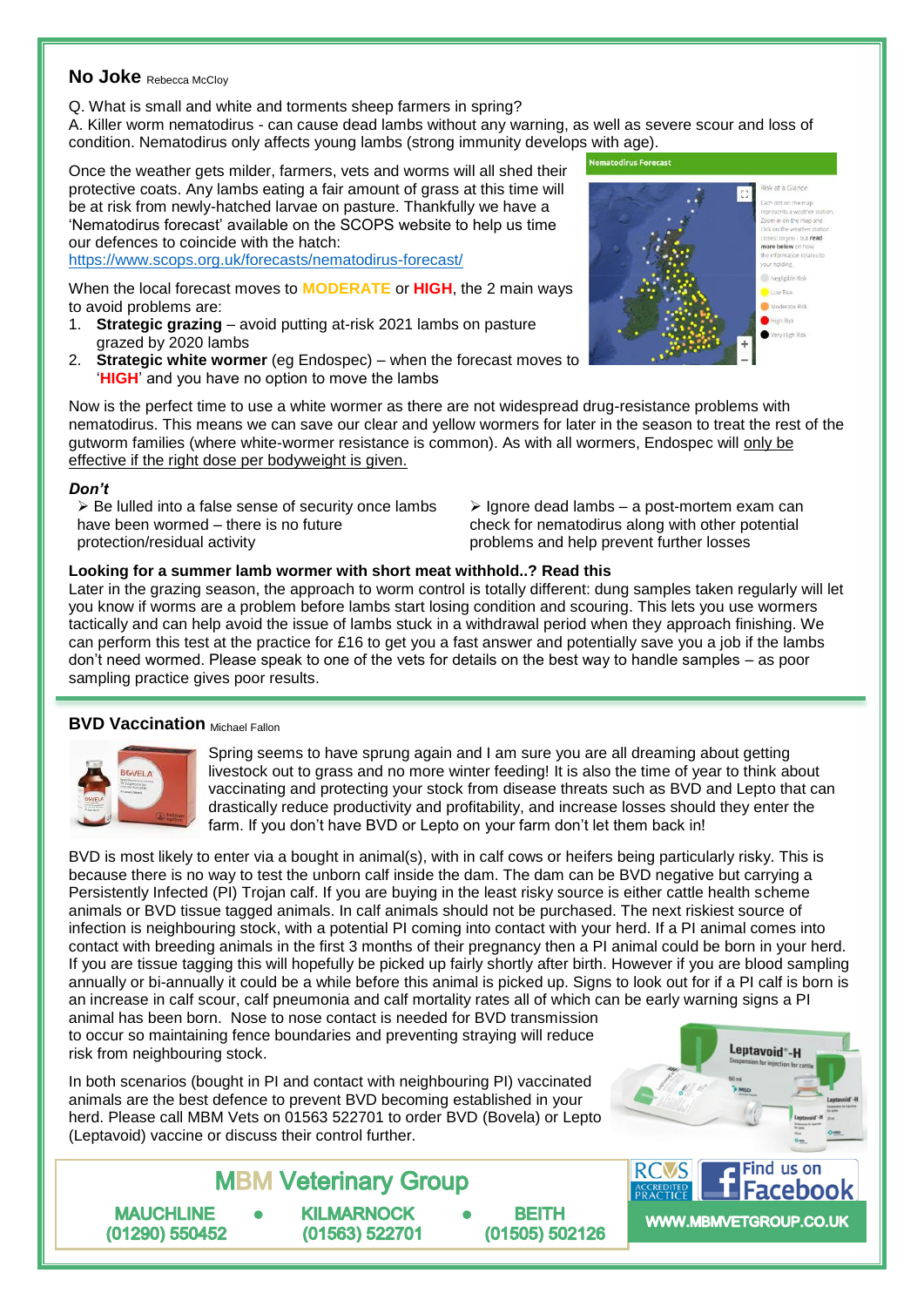## No Joke Rebecca McCloy

Q. What is small and white and torments sheep farmers in spring?
A. Killer worm nematodirus - can cause dead lambs without any warning, as well as severe scour and loss of condition. Nematodirus only affects young lambs (strong immunity develops with age).

Once the weather gets milder, farmers, vets and worms will all shed their protective coats. Any lambs eating a fair amount of grass at this time will be at risk from newly-hatched larvae on pasture. Thankfully we have a 'Nematodirus forecast' available on the SCOPS website to help us time our defences to coincide with the hatch:
https://www.scops.org.uk/forecasts/nematodirus-forecast/

When the local forecast moves to **MODERATE** or **HIGH**, the 2 main ways to avoid problems are:

1. **Strategic grazing** – avoid putting at-risk 2021 lambs on pasture grazed by 2020 lambs
2. **Strategic white wormer** (eg Endospec) – when the forecast moves to '**HIGH**' and you have no option to move the lambs

Now is the perfect time to use a white wormer as there are not widespread drug-resistance problems with nematodirus. This means we can save our clear and yellow wormers for later in the season to treat the rest of the gutworm families (where white-wormer resistance is common). As with all wormers, Endospec will only be effective if the right dose per bodyweight is given.

***Don't***

- Be lulled into a false sense of security once lambs have been wormed – there is no future protection/residual activity
- Ignore dead lambs – a post-mortem exam can check for nematodirus along with other potential problems and help prevent further losses

**Looking for a summer lamb wormer with short meat withhold..? Read this**

Later in the grazing season, the approach to worm control is totally different: dung samples taken regularly will let you know if worms are a problem before lambs start losing condition and scouring. This lets you use wormers tactically and can help avoid the issue of lambs stuck in a withdrawal period when they approach finishing. We can perform this test at the practice for £16 to get you a fast answer and potentially save you a job if the lambs don't need wormed. Please speak to one of the vets for details on the best way to handle samples – as poor sampling practice gives poor results.

## BVD Vaccination Michael Fallon

Spring seems to have sprung again and I am sure you are all dreaming about getting livestock out to grass and no more winter feeding! It is also the time of year to think about vaccinating and protecting your stock from disease threats such as BVD and Lepto that can drastically reduce productivity and profitability, and increase losses should they enter the farm. If you don't have BVD or Lepto on your farm don't let them back in!

BVD is most likely to enter via a bought in animal(s), with in calf cows or heifers being particularly risky. This is because there is no way to test the unborn calf inside the dam. The dam can be BVD negative but carrying a Persistently Infected (PI) Trojan calf. If you are buying in the least risky source is either cattle health scheme animals or BVD tissue tagged animals. In calf animals should not be purchased. The next riskiest source of infection is neighbouring stock, with a potential PI coming into contact with your herd. If a PI animal comes into contact with breeding animals in the first 3 months of their pregnancy then a PI animal could be born in your herd. If you are tissue tagging this will hopefully be picked up fairly shortly after birth. However if you are blood sampling annually or bi-annually it could be a while before this animal is picked up. Signs to look out for if a PI calf is born is an increase in calf scour, calf pneumonia and calf mortality rates all of which can be early warning signs a PI animal has been born. Nose to nose contact is needed for BVD transmission to occur so maintaining fence boundaries and preventing straying will reduce risk from neighbouring stock.

In both scenarios (bought in PI and contact with neighbouring PI) vaccinated animals are the best defence to prevent BVD becoming established in your herd. Please call MBM Vets on 01563 522701 to order BVD (Bovela) or Lepto (Leptavoid) vaccine or discuss their control further.

**MBM Veterinary Group**

MAUCHLINE (01290) 550452 • KILMARNOCK (01563) 522701 • BEITH (01505) 502126

RCVS Accredited Practice — Find us on Facebook

WWW.MBMVETGROUP.CO.UK